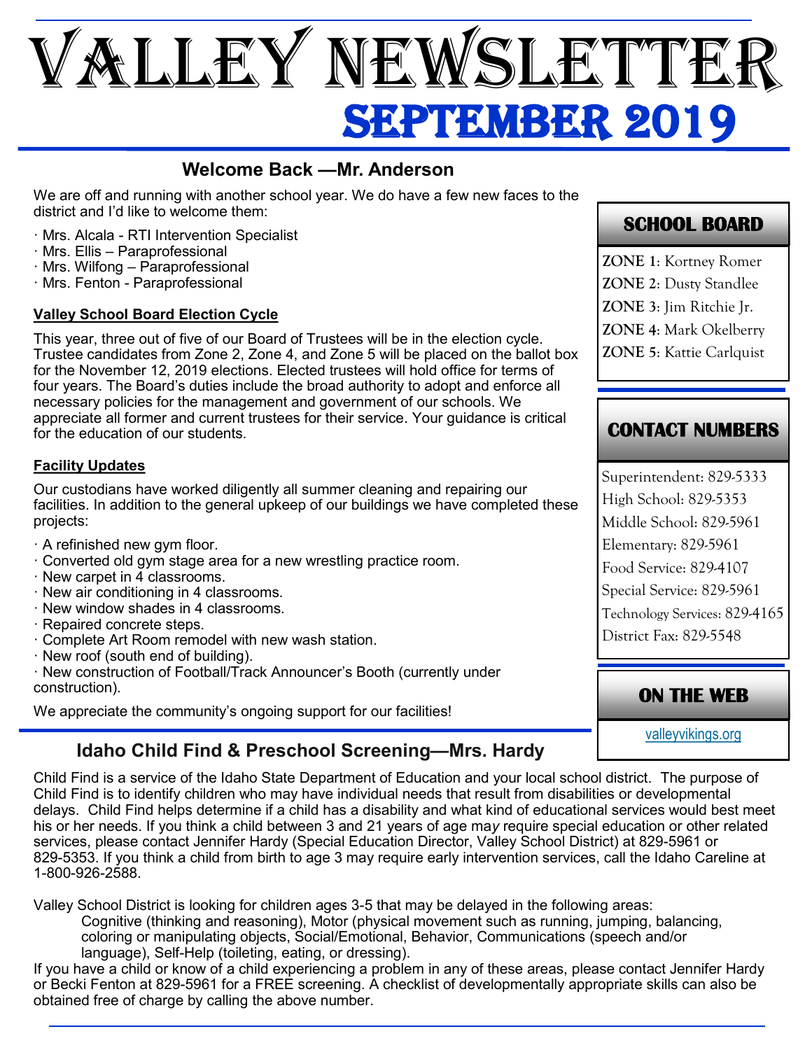# Valley Newsletter

# September 2019

## Welcome Back —Mr. Anderson

We are off and running with another school year. We do have a few new faces to the district and I'd like to welcome them:

- Mrs. Alcala - RTI Intervention Specialist
- Mrs. Ellis – Paraprofessional
- Mrs. Wilfong – Paraprofessional
- Mrs. Fenton - Paraprofessional

### Valley School Board Election Cycle

This year, three out of five of our Board of Trustees will be in the election cycle. Trustee candidates from Zone 2, Zone 4, and Zone 5 will be placed on the ballot box for the November 12, 2019 elections. Elected trustees will hold office for terms of four years. The Board's duties include the broad authority to adopt and enforce all necessary policies for the management and government of our schools. We appreciate all former and current trustees for their service. Your guidance is critical for the education of our students.

### Facility Updates

Our custodians have worked diligently all summer cleaning and repairing our facilities. In addition to the general upkeep of our buildings we have completed these projects:

- A refinished new gym floor.
- Converted old gym stage area for a new wrestling practice room.
- New carpet in 4 classrooms.
- New air conditioning in 4 classrooms.
- New window shades in 4 classrooms.
- Repaired concrete steps.
- Complete Art Room remodel with new wash station.
- New roof (south end of building).
- New construction of Football/Track Announcer's Booth (currently under construction).

We appreciate the community's ongoing support for our facilities!

## School Board

**ZONE 1**: Kortney Romer
**ZONE 2**: Dusty Standlee
**ZONE 3**: Jim Ritchie Jr.
**ZONE 4**: Mark Okelberry
**ZONE 5**: Kattie Carlquist

## Contact Numbers

Superintendent: 829-5333
High School: 829-5353
Middle School: 829-5961
Elementary: 829-5961
Food Service: 829-4107
Special Service: 829-5961
Technology Services: 829-4165
District Fax: 829-5548

## On the Web

valleyvikings.org

## Idaho Child Find & Preschool Screening—Mrs. Hardy

Child Find is a service of the Idaho State Department of Education and your local school district. The purpose of Child Find is to identify children who may have individual needs that result from disabilities or developmental delays. Child Find helps determine if a child has a disability and what kind of educational services would best meet his or her needs. If you think a child between 3 and 21 years of age may require special education or other related services, please contact Jennifer Hardy (Special Education Director, Valley School District) at 829-5961 or 829-5353. If you think a child from birth to age 3 may require early intervention services, call the Idaho Careline at 1-800-926-2588.

Valley School District is looking for children ages 3-5 that may be delayed in the following areas:

Cognitive (thinking and reasoning), Motor (physical movement such as running, jumping, balancing, coloring or manipulating objects, Social/Emotional, Behavior, Communications (speech and/or language), Self-Help (toileting, eating, or dressing).

If you have a child or know of a child experiencing a problem in any of these areas, please contact Jennifer Hardy or Becki Fenton at 829-5961 for a FREE screening. A checklist of developmentally appropriate skills can also be obtained free of charge by calling the above number.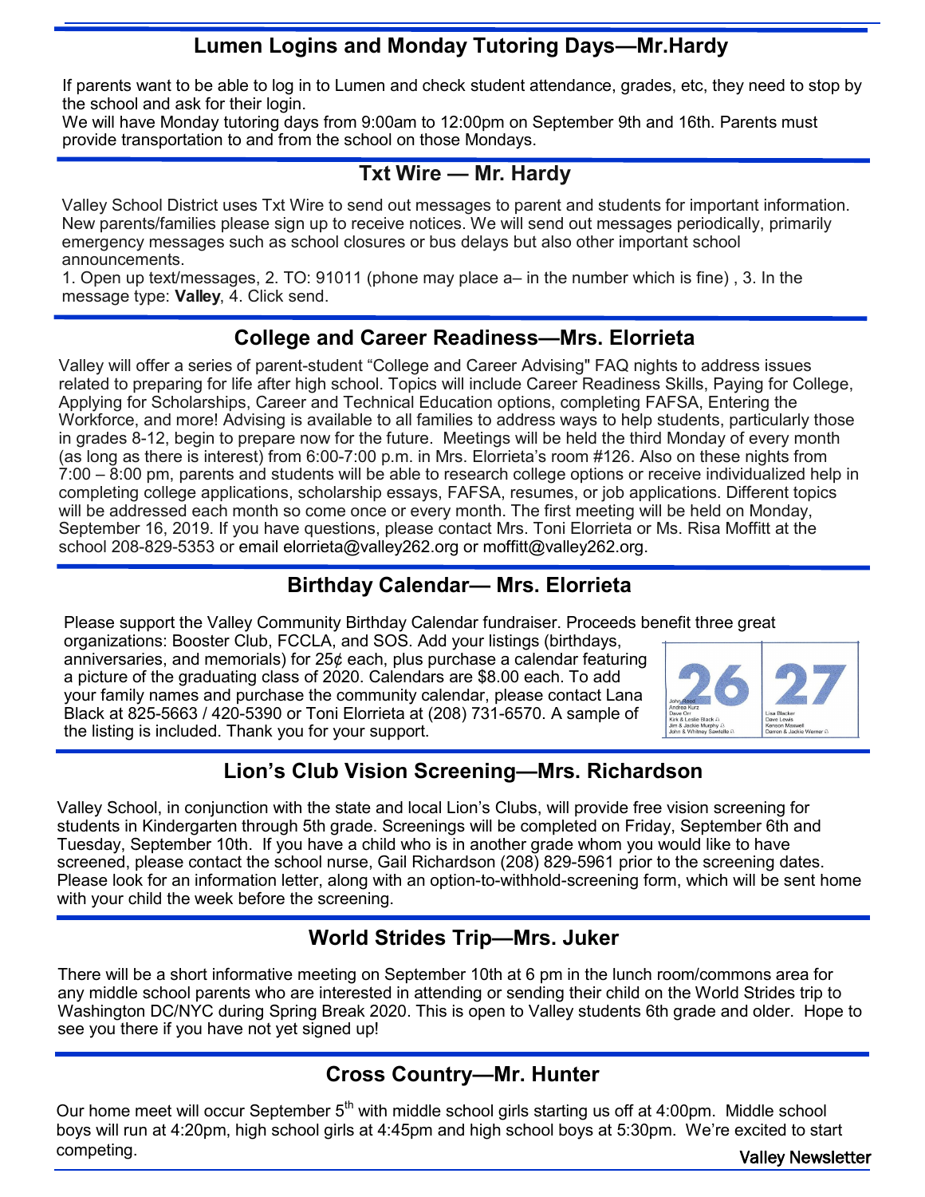## Lumen Logins and Monday Tutoring Days—Mr.Hardy

If parents want to be able to log in to Lumen and check student attendance, grades, etc, they need to stop by the school and ask for their login.
We will have Monday tutoring days from 9:00am to 12:00pm on September 9th and 16th. Parents must provide transportation to and from the school on those Mondays.

## Txt Wire — Mr. Hardy

Valley School District uses Txt Wire to send out messages to parent and students for important information. New parents/families please sign up to receive notices. We will send out messages periodically, primarily emergency messages such as school closures or bus delays but also other important school announcements.
1. Open up text/messages, 2. TO: 91011 (phone may place a– in the number which is fine) , 3. In the message type: **Valley**, 4. Click send.

## College and Career Readiness—Mrs. Elorrieta

Valley will offer a series of parent-student "College and Career Advising" FAQ nights to address issues related to preparing for life after high school. Topics will include Career Readiness Skills, Paying for College, Applying for Scholarships, Career and Technical Education options, completing FAFSA, Entering the Workforce, and more! Advising is available to all families to address ways to help students, particularly those in grades 8-12, begin to prepare now for the future. Meetings will be held the third Monday of every month (as long as there is interest) from 6:00-7:00 p.m. in Mrs. Elorrieta's room #126. Also on these nights from 7:00 – 8:00 pm, parents and students will be able to research college options or receive individualized help in completing college applications, scholarship essays, FAFSA, resumes, or job applications. Different topics will be addressed each month so come once or every month. The first meeting will be held on Monday, September 16, 2019. If you have questions, please contact Mrs. Toni Elorrieta or Ms. Risa Moffitt at the school 208-829-5353 or email elorrieta@valley262.org or moffitt@valley262.org.

## Birthday Calendar— Mrs. Elorrieta

Please support the Valley Community Birthday Calendar fundraiser. Proceeds benefit three great organizations: Booster Club, FCCLA, and SOS. Add your listings (birthdays, anniversaries, and memorials) for 25¢ each, plus purchase a calendar featuring a picture of the graduating class of 2020. Calendars are $8.00 each. To add your family names and purchase the community calendar, please contact Lana Black at 825-5663 / 420-5390 or Toni Elorrieta at (208) 731-6570. A sample of the listing is included. Thank you for your support.

| 26 | 27 |
|---|---|
| John Reed<br>Andrea Kurz<br>Dave Orr<br>Kirk & Leslie Black<br>Jim & Jackie Murphy<br>John & Whitney Sawtelle | Lisa Blacker<br>Dave Lewis<br>Kenson Maxwell<br>Darren & Jackie Werner |

## Lion's Club Vision Screening—Mrs. Richardson

Valley School, in conjunction with the state and local Lion's Clubs, will provide free vision screening for students in Kindergarten through 5th grade. Screenings will be completed on Friday, September 6th and Tuesday, September 10th. If you have a child who is in another grade whom you would like to have screened, please contact the school nurse, Gail Richardson (208) 829-5961 prior to the screening dates. Please look for an information letter, along with an option-to-withhold-screening form, which will be sent home with your child the week before the screening.

## World Strides Trip—Mrs. Juker

There will be a short informative meeting on September 10th at 6 pm in the lunch room/commons area for any middle school parents who are interested in attending or sending their child on the World Strides trip to Washington DC/NYC during Spring Break 2020. This is open to Valley students 6th grade and older. Hope to see you there if you have not yet signed up!

## Cross Country—Mr. Hunter

Our home meet will occur September 5th with middle school girls starting us off at 4:00pm. Middle school boys will run at 4:20pm, high school girls at 4:45pm and high school boys at 5:30pm. We're excited to start competing.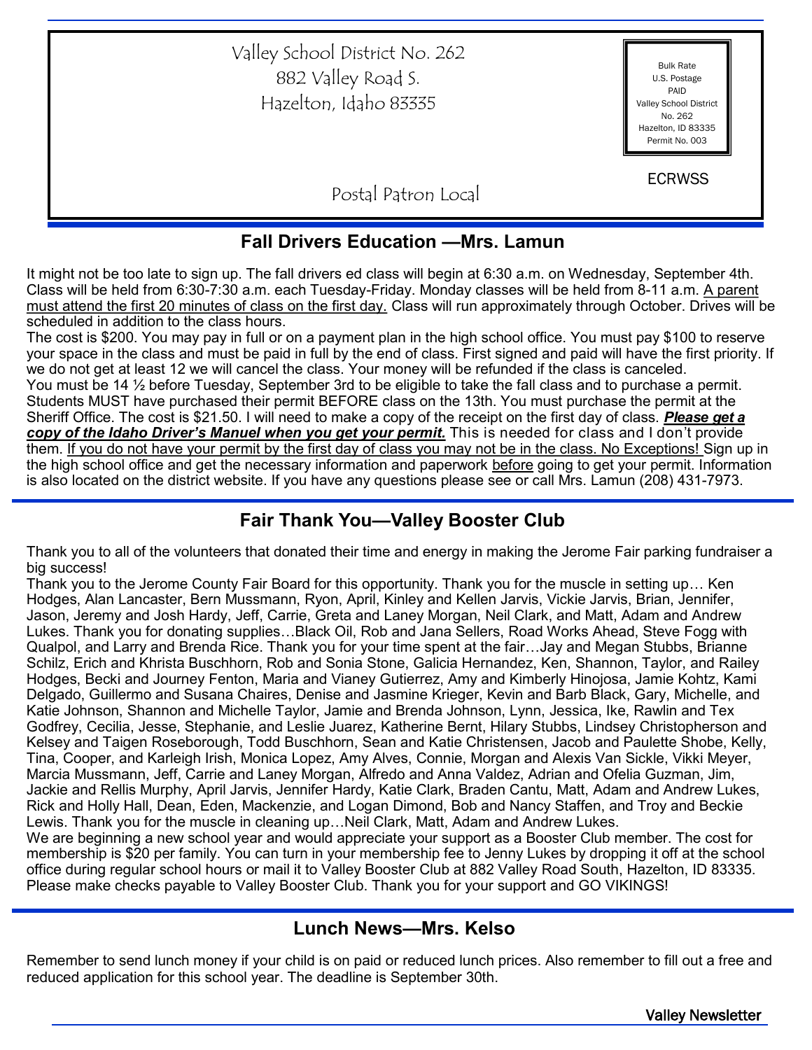Valley School District No. 262
882 Valley Road S.
Hazelton, Idaho 83335

Bulk Rate
U.S. Postage
PAID
Valley School District
No. 262
Hazelton, ID 83335
Permit No. 003

ECRWSS

Postal Patron Local

## Fall Drivers Education —Mrs. Lamun

It might not be too late to sign up. The fall drivers ed class will begin at 6:30 a.m. on Wednesday, September 4th. Class will be held from 6:30-7:30 a.m. each Tuesday-Friday. Monday classes will be held from 8-11 a.m. A parent must attend the first 20 minutes of class on the first day. Class will run approximately through October. Drives will be scheduled in addition to the class hours.

The cost is $200. You may pay in full or on a payment plan in the high school office. You must pay $100 to reserve your space in the class and must be paid in full by the end of class. First signed and paid will have the first priority. If we do not get at least 12 we will cancel the class. Your money will be refunded if the class is canceled.

You must be 14 ½ before Tuesday, September 3rd to be eligible to take the fall class and to purchase a permit. Students MUST have purchased their permit BEFORE class on the 13th. You must purchase the permit at the Sheriff Office. The cost is $21.50. I will need to make a copy of the receipt on the first day of class. ***Please get a copy of the Idaho Driver's Manuel when you get your permit.*** This is needed for class and I don't provide them. If you do not have your permit by the first day of class you may not be in the class. No Exceptions! Sign up in the high school office and get the necessary information and paperwork before going to get your permit. Information is also located on the district website. If you have any questions please see or call Mrs. Lamun (208) 431-7973.

## Fair Thank You—Valley Booster Club

Thank you to all of the volunteers that donated their time and energy in making the Jerome Fair parking fundraiser a big success!

Thank you to the Jerome County Fair Board for this opportunity. Thank you for the muscle in setting up… Ken Hodges, Alan Lancaster, Bern Mussmann, Ryon, April, Kinley and Kellen Jarvis, Vickie Jarvis, Brian, Jennifer, Jason, Jeremy and Josh Hardy, Jeff, Carrie, Greta and Laney Morgan, Neil Clark, and Matt, Adam and Andrew Lukes. Thank you for donating supplies…Black Oil, Rob and Jana Sellers, Road Works Ahead, Steve Fogg with Qualpol, and Larry and Brenda Rice. Thank you for your time spent at the fair…Jay and Megan Stubbs, Brianne Schilz, Erich and Khrista Buschhorn, Rob and Sonia Stone, Galicia Hernandez, Ken, Shannon, Taylor, and Railey Hodges, Becki and Journey Fenton, Maria and Vianey Gutierrez, Amy and Kimberly Hinojosa, Jamie Kohtz, Kami Delgado, Guillermo and Susana Chaires, Denise and Jasmine Krieger, Kevin and Barb Black, Gary, Michelle, and Katie Johnson, Shannon and Michelle Taylor, Jamie and Brenda Johnson, Lynn, Jessica, Ike, Rawlin and Tex Godfrey, Cecilia, Jesse, Stephanie, and Leslie Juarez, Katherine Bernt, Hilary Stubbs, Lindsey Christopherson and Kelsey and Taigen Roseborough, Todd Buschhorn, Sean and Katie Christensen, Jacob and Paulette Shobe, Kelly, Tina, Cooper, and Karleigh Irish, Monica Lopez, Amy Alves, Connie, Morgan and Alexis Van Sickle, Vikki Meyer, Marcia Mussmann, Jeff, Carrie and Laney Morgan, Alfredo and Anna Valdez, Adrian and Ofelia Guzman, Jim, Jackie and Rellis Murphy, April Jarvis, Jennifer Hardy, Katie Clark, Braden Cantu, Matt, Adam and Andrew Lukes, Rick and Holly Hall, Dean, Eden, Mackenzie, and Logan Dimond, Bob and Nancy Staffen, and Troy and Beckie Lewis. Thank you for the muscle in cleaning up…Neil Clark, Matt, Adam and Andrew Lukes.

We are beginning a new school year and would appreciate your support as a Booster Club member. The cost for membership is $20 per family. You can turn in your membership fee to Jenny Lukes by dropping it off at the school office during regular school hours or mail it to Valley Booster Club at 882 Valley Road South, Hazelton, ID 83335. Please make checks payable to Valley Booster Club. Thank you for your support and GO VIKINGS!

## Lunch News—Mrs. Kelso

Remember to send lunch money if your child is on paid or reduced lunch prices. Also remember to fill out a free and reduced application for this school year. The deadline is September 30th.